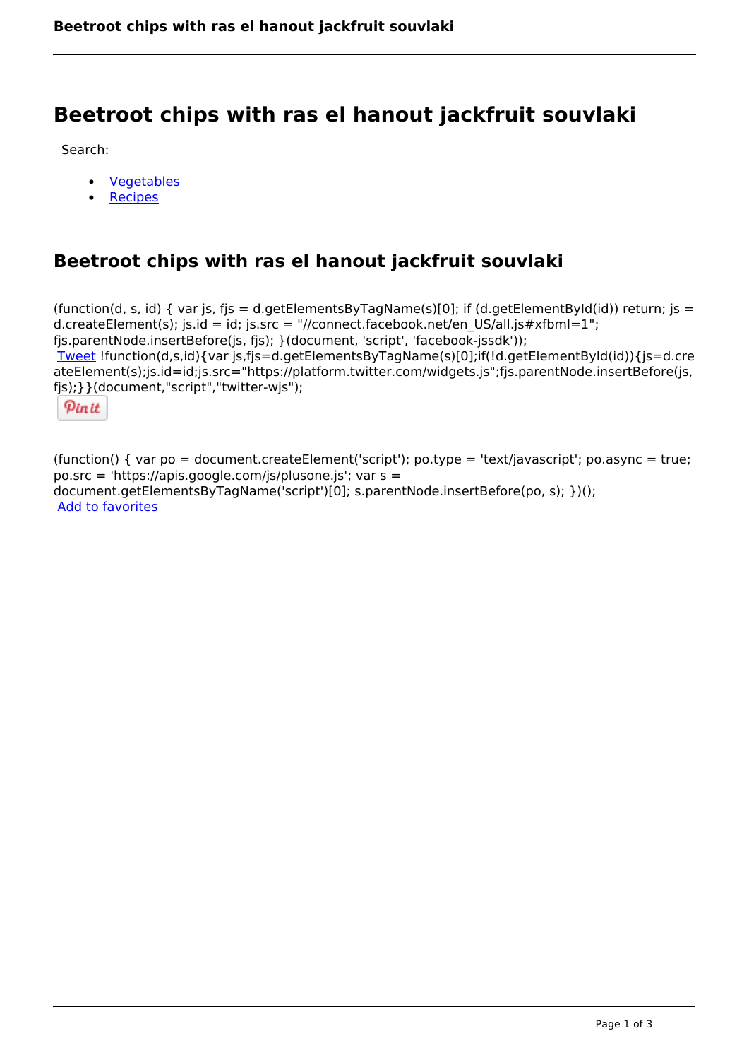# Beetroot chips with ras el hanout jackfruit souvlaki

Search:

- Vegetables
- Recipes

## Beetroot chips with ras el hanout jackfruit souvlaki

(function(d, s, id) { var js, fjs = d.getElementsByTagName(s)[0]; if (d.getElementById(id)) return; js = d.createElement(s); js.id = id; js.src = "//connect.facebook.net/en_US/all.js#xfbml=1"; fjs.parentNode.insertBefore(js, fjs); }(document, 'script', 'facebook-jssdk'));
Tweet !function(d,s,id){var js,fjs=d.getElementsByTagName(s)[0];if(!d.getElementById(id)){js=d.createElement(s);js.id=id;js.src="https://platform.twitter.com/widgets.js";fjs.parentNode.insertBefore(js,fjs);}}(document,"script","twitter-wjs");

Pin it

(function() { var po = document.createElement('script'); po.type = 'text/javascript'; po.async = true; po.src = 'https://apis.google.com/js/plusone.js'; var s = document.getElementsByTagName('script')[0]; s.parentNode.insertBefore(po, s); })();
Add to favorites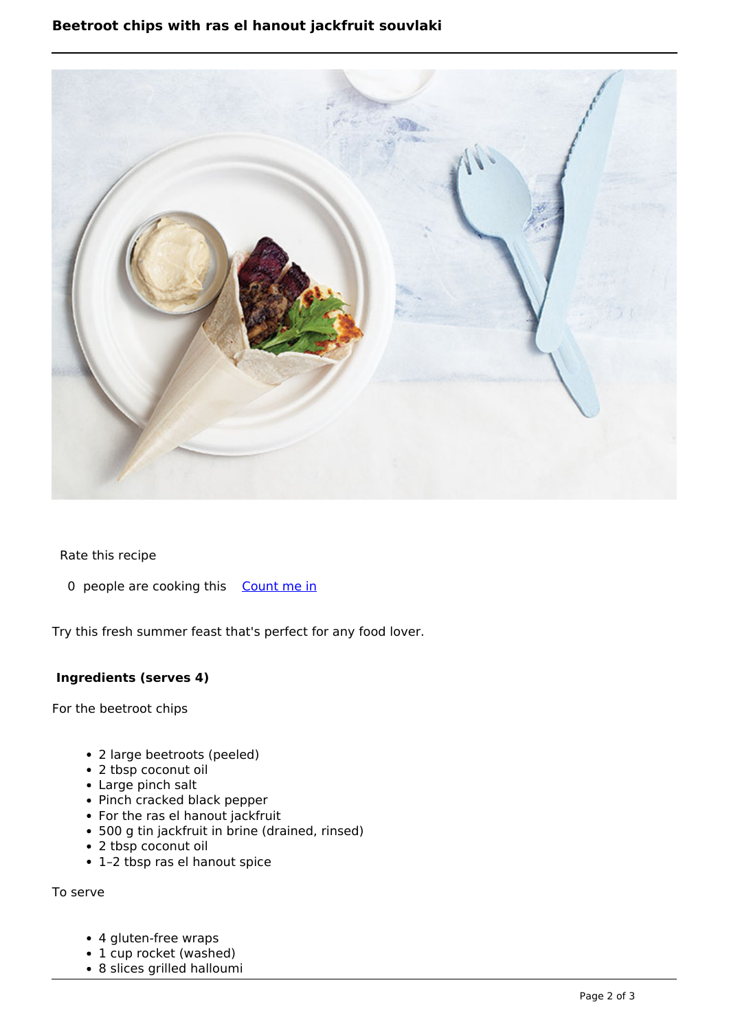# Beetroot chips with ras el hanout jackfruit souvlaki

Rate this recipe

0 people are cooking this [Count me in]

Try this fresh summer feast that's perfect for any food lover.

**Ingredients (serves 4)**

For the beetroot chips

- 2 large beetroots (peeled)
- 2 tbsp coconut oil
- Large pinch salt
- Pinch cracked black pepper
- For the ras el hanout jackfruit
- 500 g tin jackfruit in brine (drained, rinsed)
- 2 tbsp coconut oil
- 1–2 tbsp ras el hanout spice

To serve

- 4 gluten-free wraps
- 1 cup rocket (washed)
- 8 slices grilled halloumi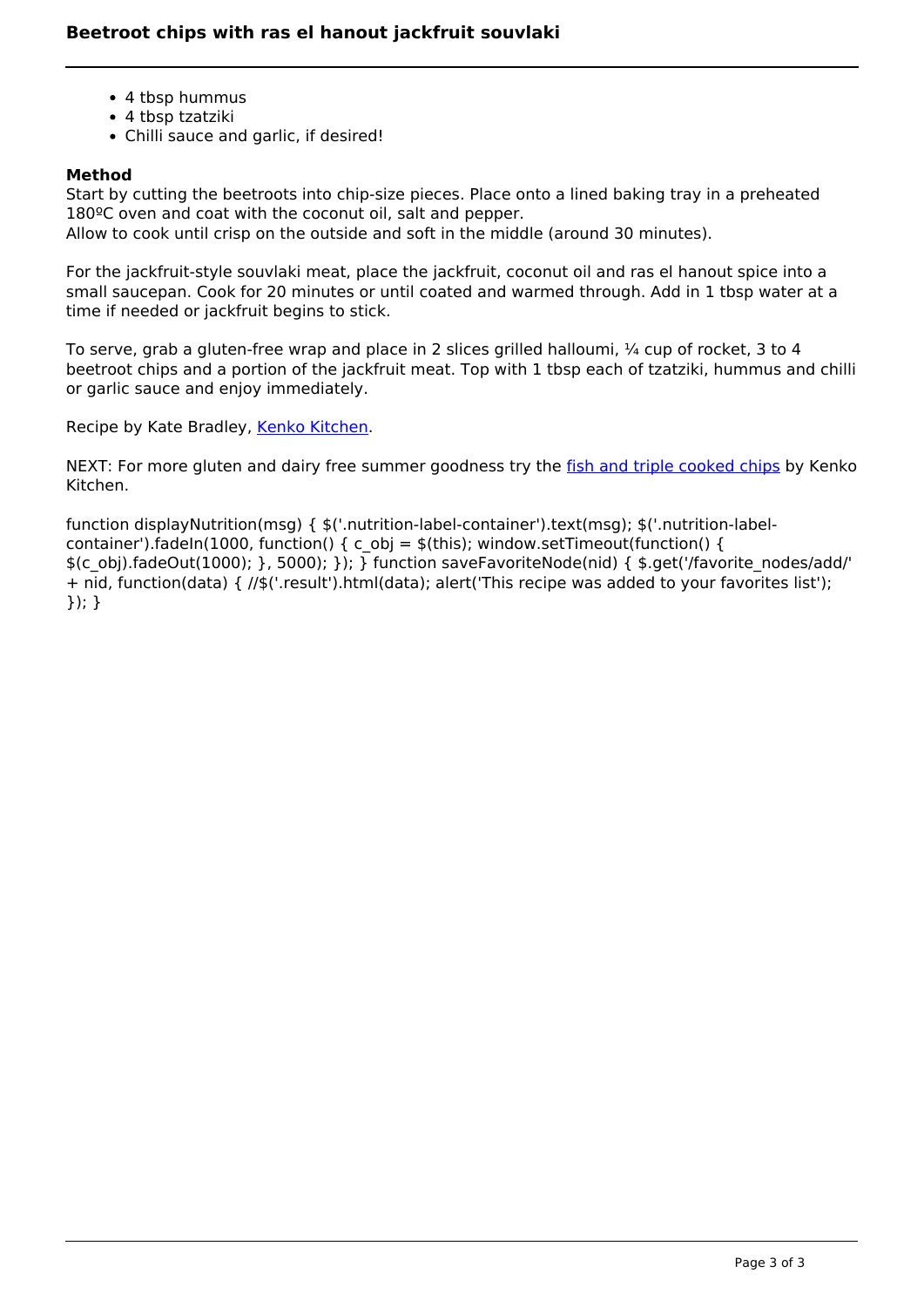- 4 tbsp hummus
- 4 tbsp tzatziki
- Chilli sauce and garlic, if desired!

**Method**

Start by cutting the beetroots into chip-size pieces. Place onto a lined baking tray in a preheated 180ºC oven and coat with the coconut oil, salt and pepper.
Allow to cook until crisp on the outside and soft in the middle (around 30 minutes).

For the jackfruit-style souvlaki meat, place the jackfruit, coconut oil and ras el hanout spice into a small saucepan. Cook for 20 minutes or until coated and warmed through. Add in 1 tbsp water at a time if needed or jackfruit begins to stick.

To serve, grab a gluten-free wrap and place in 2 slices grilled halloumi, ¼ cup of rocket, 3 to 4 beetroot chips and a portion of the jackfruit meat. Top with 1 tbsp each of tzatziki, hummus and chilli or garlic sauce and enjoy immediately.

Recipe by Kate Bradley, [Kenko Kitchen](#).

NEXT: For more gluten and dairy free summer goodness try the [fish and triple cooked chips](#) by Kenko Kitchen.

```
function displayNutrition(msg) { $('.nutrition-label-container').text(msg); $('.nutrition-label-container').fadeIn(1000, function() { c_obj = $(this); window.setTimeout(function() { $(c_obj).fadeOut(1000); }, 5000); }); } function saveFavoriteNode(nid) { $.get('/favorite_nodes/add/' + nid, function(data) { //$('.result').html(data); alert('This recipe was added to your favorites list'); }); }
```